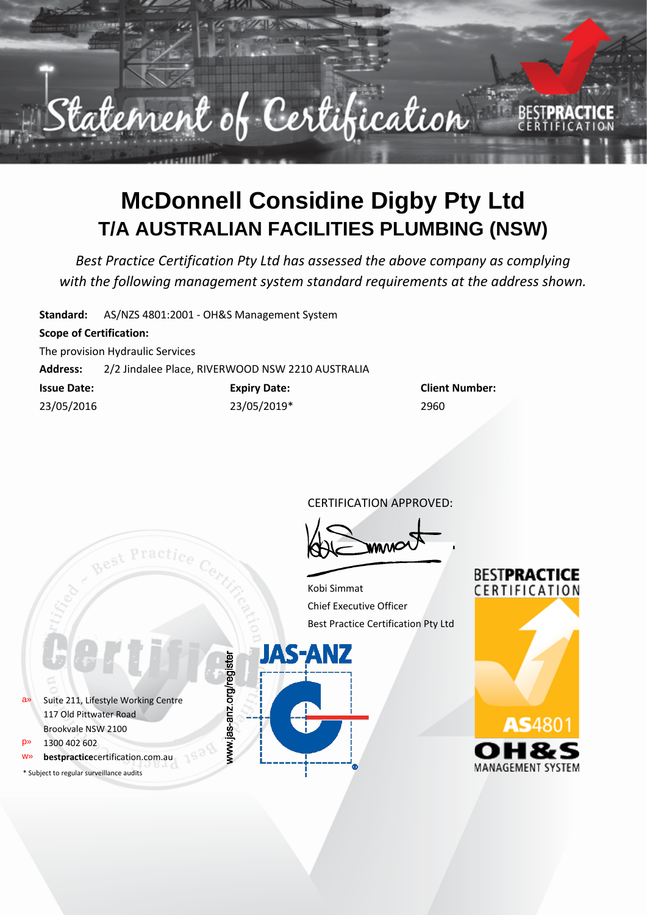# Statement of Certification

BEST**PRACTICE** CERTIFICATION

# McDonnell Considine Digby Pty Ltd

## T/A AUSTRALIAN FACILITIES PLUMBING (NSW)

*Best Practice Certification Pty Ltd has assessed the above company as complying with the following management system standard requirements at the address shown.*

**Standard:** AS/NZS 4801:2001 - OH&S Management System

**Scope of Certification:**

The provision Hydraulic Services

**Address:** 2/2 Jindalee Place, RIVERWOOD NSW 2210 AUSTRALIA

| **Issue Date:** | **Expiry Date:** | **Client Number:** |
|---|---|---|
| 23/05/2016 | 23/05/2019* | 2960 |

CERTIFICATION APPROVED:

Kobi Simmat
Chief Executive Officer
Best Practice Certification Pty Ltd

www.jas-anz.org/register

JAS-ANZ

BEST**PRACTICE** CERTIFICATION

**AS**4801
OH&S
MANAGEMENT SYSTEM

a» Suite 211, Lifestyle Working Centre
117 Old Pittwater Road
Brookvale NSW 2100

p» 1300 402 602

w» **bestpractice**certification.com.au

* Subject to regular surveillance audits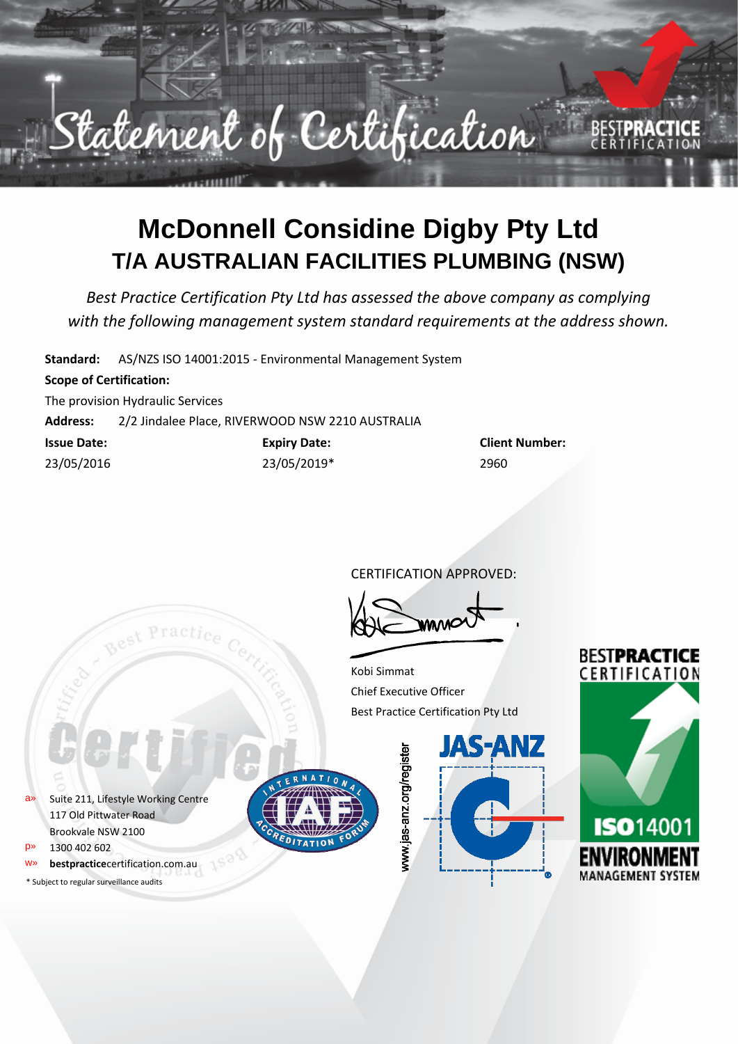# Statement of Certification

BESTPRACTICE CERTIFICATION

# McDonnell Considine Digby Pty Ltd

## T/A AUSTRALIAN FACILITIES PLUMBING (NSW)

*Best Practice Certification Pty Ltd has assessed the above company as complying with the following management system standard requirements at the address shown.*

**Standard:** AS/NZS ISO 14001:2015 - Environmental Management System

**Scope of Certification:**

The provision Hydraulic Services

**Address:** 2/2 Jindalee Place, RIVERWOOD NSW 2210 AUSTRALIA

| **Issue Date:** | **Expiry Date:** | **Client Number:** |
| --- | --- | --- |
| 23/05/2016 | 23/05/2019* | 2960 |

CERTIFICATION APPROVED:

Kobi Simmat
Chief Executive Officer
Best Practice Certification Pty Ltd

a» Suite 211, Lifestyle Working Centre
117 Old Pittwater Road
Brookvale NSW 2100

p» 1300 402 602

w» **bestpractice**certification.com.au

\* Subject to regular surveillance audits

www.jas-anz.org/register

JAS-ANZ

BESTPRACTICE CERTIFICATION

ISO 14001 ENVIRONMENT MANAGEMENT SYSTEM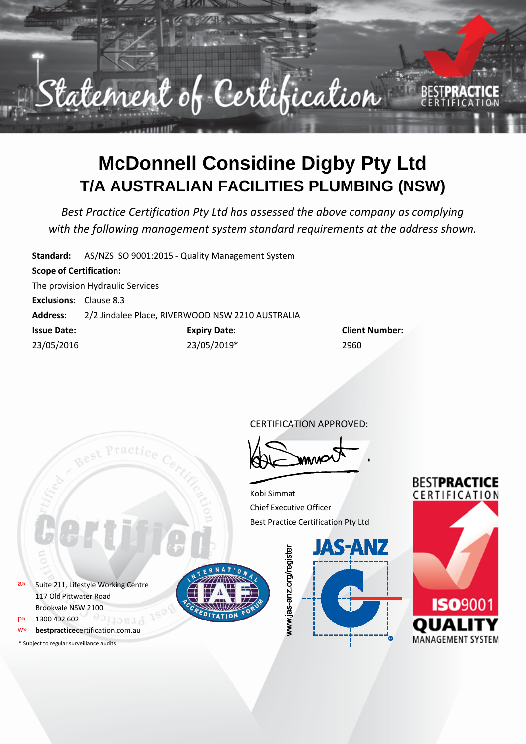# Statement of Certification

BESTPRACTICE CERTIFICATION

## McDonnell Considine Digby Pty Ltd
### T/A AUSTRALIAN FACILITIES PLUMBING (NSW)

*Best Practice Certification Pty Ltd has assessed the above company as complying with the following management system standard requirements at the address shown.*

**Standard:** AS/NZS ISO 9001:2015 - Quality Management System

**Scope of Certification:**

The provision Hydraulic Services

**Exclusions:** Clause 8.3

**Address:** 2/2 Jindalee Place, RIVERWOOD NSW 2210 AUSTRALIA

| **Issue Date:** | **Expiry Date:** | **Client Number:** |
|---|---|---|
| 23/05/2016 | 23/05/2019* | 2960 |

CERTIFICATION APPROVED:

Kobi Simmat
Chief Executive Officer
Best Practice Certification Pty Ltd

a» Suite 211, Lifestyle Working Centre
117 Old Pittwater Road
Brookvale NSW 2100
p» 1300 402 602
w» **bestpractice**certification.com.au

* Subject to regular surveillance audits

www.jas-anz.org/register

JAS-ANZ

BESTPRACTICE CERTIFICATION
ISO9001 QUALITY MANAGEMENT SYSTEM